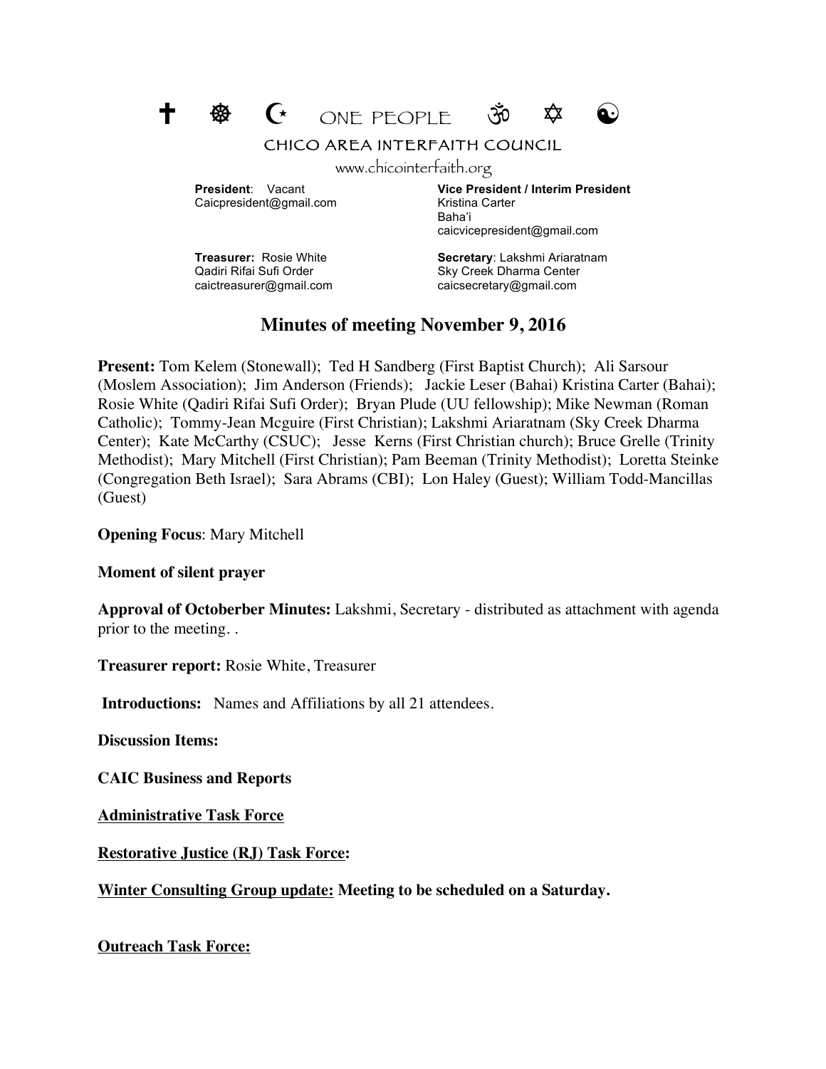✝ ☸ ☪ ONE PEOPLE ॐ ✡ ☯

CHICO AREA INTERFAITH COUNCIL

www.chicointerfaith.org

**President**: Vacant
Caicpresident@gmail.com

**Vice President / Interim President**
Kristina Carter
Baha'i
caicvicepresident@gmail.com

**Treasurer:** Rosie White
Qadiri Rifai Sufi Order
caictreasurer@gmail.com

**Secretary**: Lakshmi Ariaratnam
Sky Creek Dharma Center
caicsecretary@gmail.com

# Minutes of meeting November 9, 2016

**Present:** Tom Kelem (Stonewall); Ted H Sandberg (First Baptist Church); Ali Sarsour (Moslem Association); Jim Anderson (Friends); Jackie Leser (Bahai) Kristina Carter (Bahai); Rosie White (Qadiri Rifai Sufi Order); Bryan Plude (UU fellowship); Mike Newman (Roman Catholic); Tommy-Jean Mcguire (First Christian); Lakshmi Ariaratnam (Sky Creek Dharma Center); Kate McCarthy (CSUC); Jesse Kerns (First Christian church); Bruce Grelle (Trinity Methodist); Mary Mitchell (First Christian); Pam Beeman (Trinity Methodist); Loretta Steinke (Congregation Beth Israel); Sara Abrams (CBI); Lon Haley (Guest); William Todd-Mancillas (Guest)

**Opening Focus**: Mary Mitchell

**Moment of silent prayer**

**Approval of Octoberber Minutes:** Lakshmi, Secretary - distributed as attachment with agenda prior to the meeting. .

**Treasurer report:** Rosie White, Treasurer

**Introductions:** Names and Affiliations by all 21 attendees.

**Discussion Items:**

**CAIC Business and Reports**

**<u>Administrative Task Force</u>**

**<u>Restorative Justice (RJ) Task Force</u>:**

**<u>Winter Consulting Group update:</u> Meeting to be scheduled on a Saturday.**

**<u>Outreach Task Force:</u>**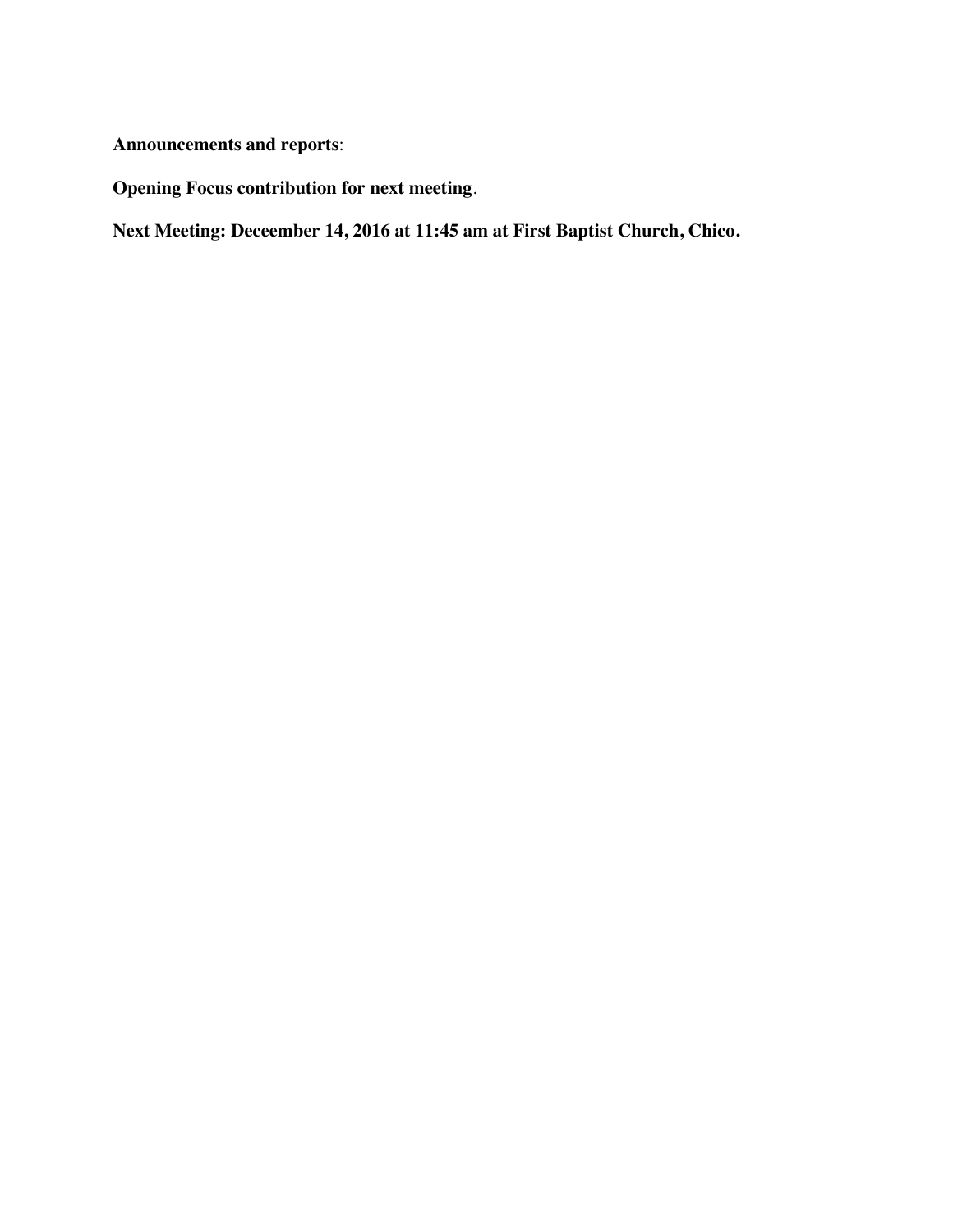**Announcements and reports**:

**Opening Focus contribution for next meeting**.

**Next Meeting: Deceember 14, 2016 at 11:45 am at First Baptist Church, Chico.**